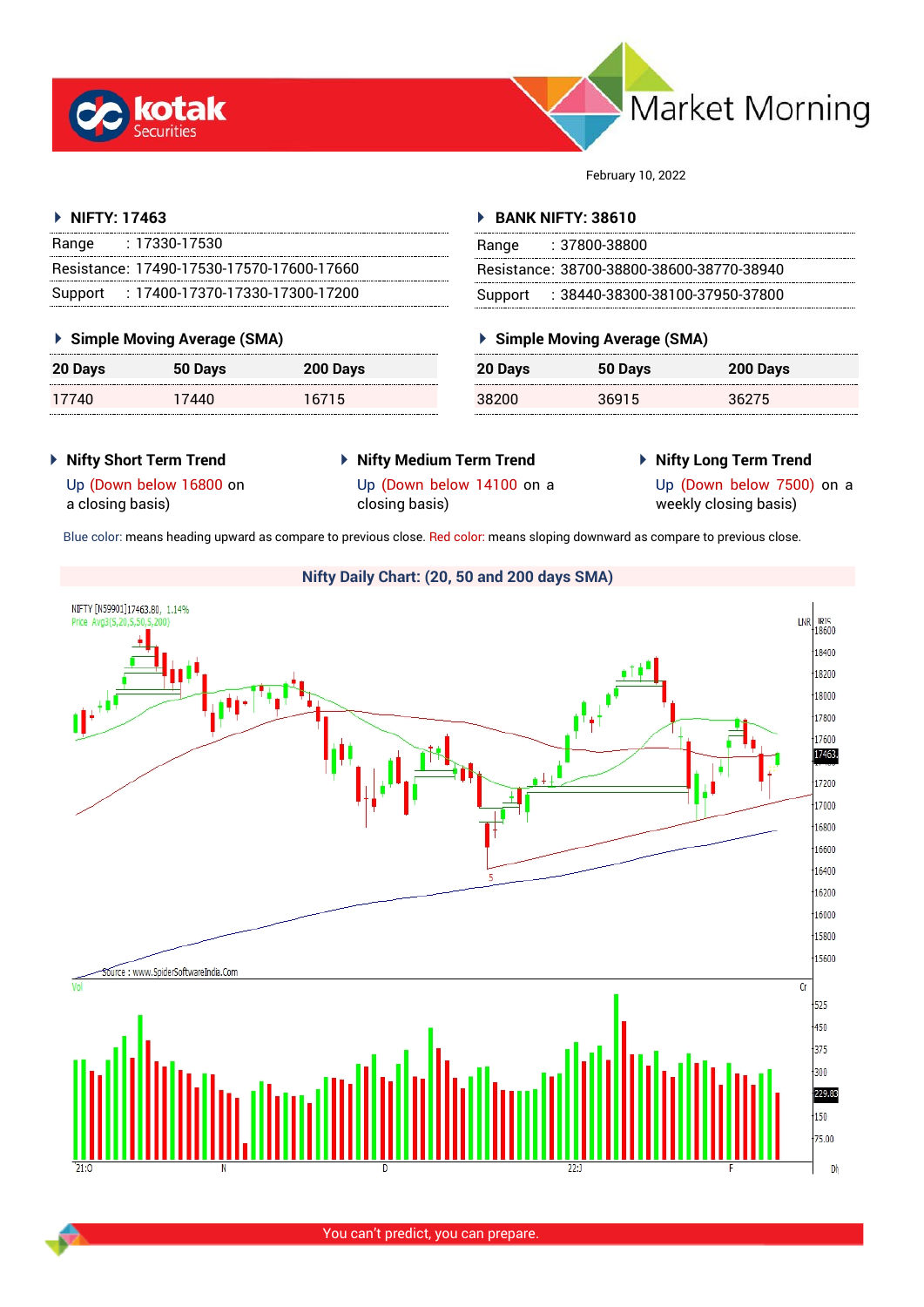# Market Morning

February 10, 2022

## NIFTY: 17463

| | |
|---|---|
| Range | : 17330-17530 |
| Resistance: | 17490-17530-17570-17600-17660 |
| Support | : 17400-17370-17330-17300-17200 |

### Simple Moving Average (SMA)

| 20 Days | 50 Days | 200 Days |
|---|---|---|
| 17740 | 17440 | 16715 |

## BANK NIFTY: 38610

| | |
|---|---|
| Range | : 37800-38800 |
| Resistance: | 38700-38800-38600-38770-38940 |
| Support | : 38440-38300-38100-37950-37800 |

### Simple Moving Average (SMA)

| 20 Days | 50 Days | 200 Days |
|---|---|---|
| 38200 | 36915 | 36275 |

### Nifty Short Term Trend

Up (Down below 16800 on a closing basis)

### Nifty Medium Term Trend

Up (Down below 14100 on a closing basis)

### Nifty Long Term Trend

Up (Down below 7500) on a weekly closing basis)

Blue color: means heading upward as compare to previous close. Red color: means sloping downward as compare to previous close.

### Nifty Daily Chart: (20, 50 and 200 days SMA)

You can't predict, you can prepare.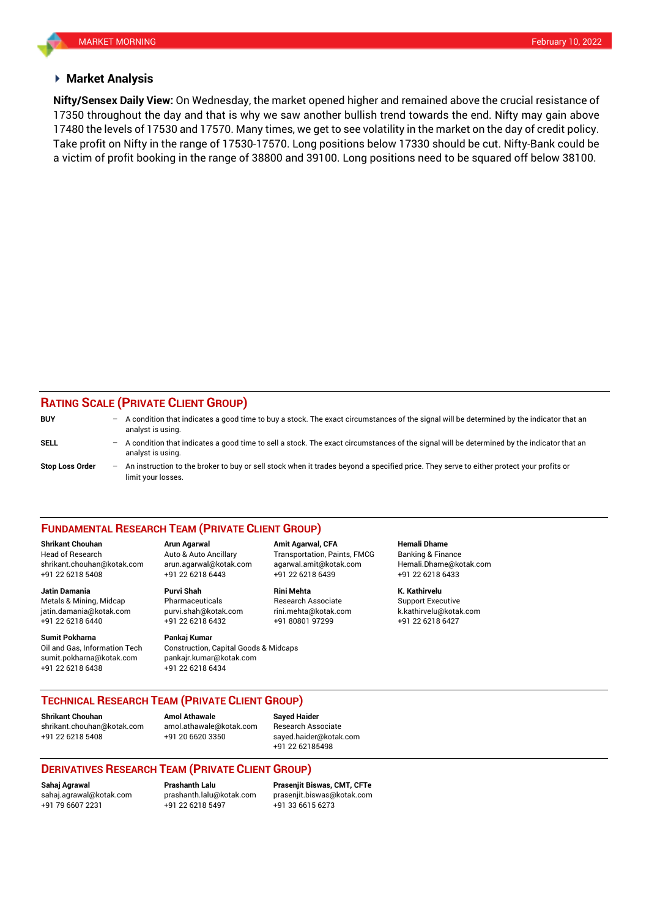## Market Analysis

**Nifty/Sensex Daily View:** On Wednesday, the market opened higher and remained above the crucial resistance of 17350 throughout the day and that is why we saw another bullish trend towards the end. Nifty may gain above 17480 the levels of 17530 and 17570. Many times, we get to see volatility in the market on the day of credit policy. Take profit on Nifty in the range of 17530-17570. Long positions below 17330 should be cut. Nifty-Bank could be a victim of profit booking in the range of 38800 and 39100. Long positions need to be squared off below 38100.

## RATING SCALE (PRIVATE CLIENT GROUP)

**BUY** – A condition that indicates a good time to buy a stock. The exact circumstances of the signal will be determined by the indicator that an analyst is using.

**SELL** – A condition that indicates a good time to sell a stock. The exact circumstances of the signal will be determined by the indicator that an analyst is using.

**Stop Loss Order** – An instruction to the broker to buy or sell stock when it trades beyond a specified price. They serve to either protect your profits or limit your losses.

## FUNDAMENTAL RESEARCH TEAM (PRIVATE CLIENT GROUP)

**Shrikant Chouhan**
Head of Research
shrikant.chouhan@kotak.com
+91 22 6218 5408

**Arun Agarwal**
Auto & Auto Ancillary
arun.agarwal@kotak.com
+91 22 6218 6443

**Amit Agarwal, CFA**
Transportation, Paints, FMCG
agarwal.amit@kotak.com
+91 22 6218 6439

**Hemali Dhame**
Banking & Finance
Hemali.Dhame@kotak.com
+91 22 6218 6433

**Jatin Damania**
Metals & Mining, Midcap
jatin.damania@kotak.com
+91 22 6218 6440

**Purvi Shah**
Pharmaceuticals
purvi.shah@kotak.com
+91 22 6218 6432

**Rini Mehta**
Research Associate
rini.mehta@kotak.com
+91 80801 97299

**K. Kathirvelu**
Support Executive
k.kathirvelu@kotak.com
+91 22 6218 6427

**Sumit Pokharna**
Oil and Gas, Information Tech
sumit.pokharna@kotak.com
+91 22 6218 6438

**Pankaj Kumar**
Construction, Capital Goods & Midcaps
pankajr.kumar@kotak.com
+91 22 6218 6434

## TECHNICAL RESEARCH TEAM (PRIVATE CLIENT GROUP)

**Shrikant Chouhan**
shrikant.chouhan@kotak.com
+91 22 6218 5408

**Amol Athawale**
amol.athawale@kotak.com
+91 20 6620 3350

**Sayed Haider**
Research Associate
sayed.haider@kotak.com
+91 22 62185498

## DERIVATIVES RESEARCH TEAM (PRIVATE CLIENT GROUP)

**Sahaj Agrawal**
sahaj.agrawal@kotak.com
+91 79 6607 2231

**Prashanth Lalu**
prashanth.lalu@kotak.com
+91 22 6218 5497

**Prasenjit Biswas, CMT, CFTe**
prasenjit.biswas@kotak.com
+91 33 6615 6273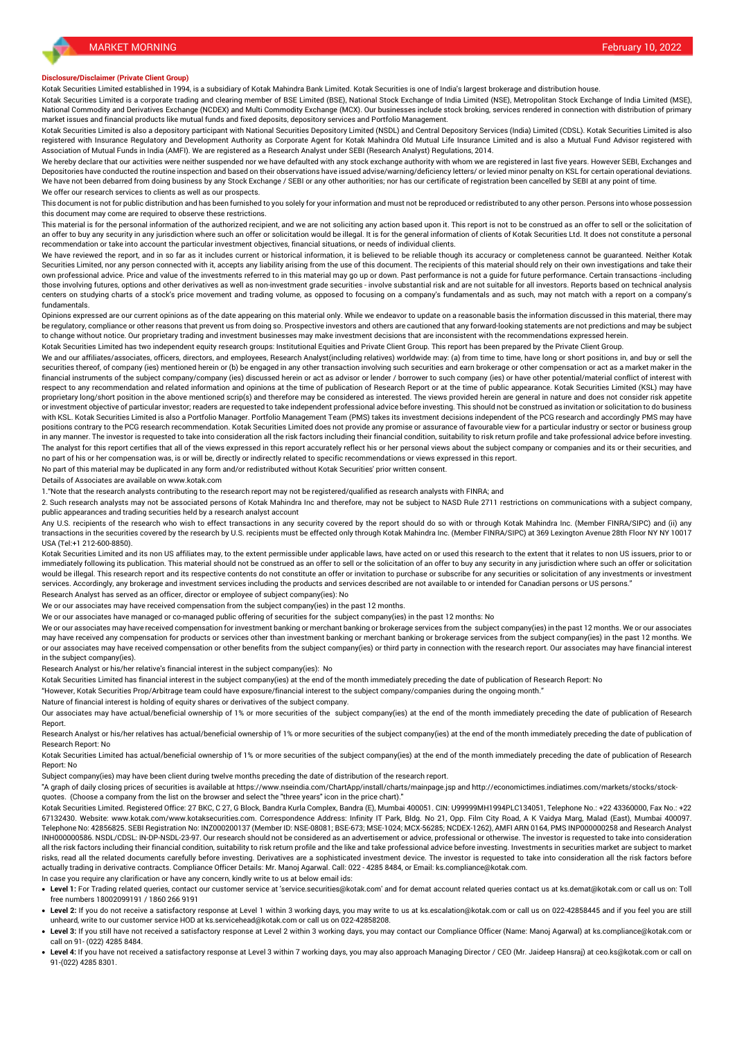**Disclosure/Disclaimer (Private Client Group)**

Kotak Securities Limited established in 1994, is a subsidiary of Kotak Mahindra Bank Limited. Kotak Securities is one of India's largest brokerage and distribution house.

Kotak Securities Limited is a corporate trading and clearing member of BSE Limited (BSE), National Stock Exchange of India Limited (NSE), Metropolitan Stock Exchange of India Limited (MSE), National Commodity and Derivatives Exchange (NCDEX) and Multi Commodity Exchange (MCX). Our businesses include stock broking, services rendered in connection with distribution of primary market issues and financial products like mutual funds and fixed deposits, depository services and Portfolio Management.

Kotak Securities Limited is also a depository participant with National Securities Depository Limited (NSDL) and Central Depository Services (India) Limited (CDSL). Kotak Securities Limited is also registered with Insurance Regulatory and Development Authority as Corporate Agent for Kotak Mahindra Old Mutual Life Insurance Limited and is also a Mutual Fund Advisor registered with Association of Mutual Funds in India (AMFI). We are registered as a Research Analyst under SEBI (Research Analyst) Regulations, 2014.

We hereby declare that our activities were neither suspended nor we have defaulted with any stock exchange authority with whom we are registered in last five years. However SEBI, Exchanges and Depositories have conducted the routine inspection and based on their observations have issued advise/warning/deficiency letters/ or levied minor penalty on KSL for certain operational deviations. We have not been debarred from doing business by any Stock Exchange / SEBI or any other authorities; nor has our certificate of registration been cancelled by SEBI at any point of time.

We offer our research services to clients as well as our prospects.

This document is not for public distribution and has been furnished to you solely for your information and must not be reproduced or redistributed to any other person. Persons into whose possession this document may come are required to observe these restrictions.

This material is for the personal information of the authorized recipient, and we are not soliciting any action based upon it. This report is not to be construed as an offer to sell or the solicitation of an offer to buy any security in any jurisdiction where such an offer or solicitation would be illegal. It is for the general information of clients of Kotak Securities Ltd. It does not constitute a personal recommendation or take into account the particular investment objectives, financial situations, or needs of individual clients.

We have reviewed the report, and in so far as it includes current or historical information, it is believed to be reliable though its accuracy or completeness cannot be guaranteed. Neither Kotak Securities Limited, nor any person connected with it, accepts any liability arising from the use of this document. The recipients of this material should rely on their own investigations and take their own professional advice. Price and value of the investments referred to in this material may go up or down. Past performance is not a guide for future performance. Certain transactions -including those involving futures, options and other derivatives as well as non-investment grade securities - involve substantial risk and are not suitable for all investors. Reports based on technical analysis centers on studying charts of a stock's price movement and trading volume, as opposed to focusing on a company's fundamentals and as such, may not match with a report on a company's fundamentals.

Opinions expressed are our current opinions as of the date appearing on this material only. While we endeavor to update on a reasonable basis the information discussed in this material, there may be regulatory, compliance or other reasons that prevent us from doing so. Prospective investors and others are cautioned that any forward-looking statements are not predictions and may be subject to change without notice. Our proprietary trading and investment businesses may make investment decisions that are inconsistent with the recommendations expressed herein.

Kotak Securities Limited has two independent equity research groups: Institutional Equities and Private Client Group. This report has been prepared by the Private Client Group.

We and our affiliates/associates, officers, directors, and employees, Research Analyst(including relatives) worldwide may: (a) from time to time, have long or short positions in, and buy or sell the securities thereof, of company (ies) mentioned herein or (b) be engaged in any other transaction involving such securities and earn brokerage or other compensation or act as a market maker in the financial instruments of the subject company/company (ies) discussed herein or act as advisor or lender / borrower to such company (ies) or have other potential/material conflict of interest with respect to any recommendation and related information and opinions at the time of publication of Research Report or at the time of public appearance. Kotak Securities Limited (KSL) may have proprietary long/short position in the above mentioned scrip(s) and therefore may be considered as interested. The views provided herein are general in nature and does not consider risk appetite or investment objective of particular investor; readers are requested to take independent professional advice before investing. This should not be construed as invitation or solicitation to do business with KSL. Kotak Securities Limited is also a Portfolio Manager. Portfolio Management Team (PMS) takes its investment decisions independent of the PCG research and accordingly PMS may have positions contrary to the PCG research recommendation. Kotak Securities Limited does not provide any promise or assurance of favourable view for a particular industry or sector or business group in any manner. The investor is requested to take into consideration all the risk factors including their financial condition, suitability to risk return profile and take professional advice before investing.

The analyst for this report certifies that all of the views expressed in this report accurately reflect his or her personal views about the subject company or companies and its or their securities, and no part of his or her compensation was, is or will be, directly or indirectly related to specific recommendations or views expressed in this report.

No part of this material may be duplicated in any form and/or redistributed without Kotak Securities' prior written consent.

Details of Associates are available on www.kotak.com

1."Note that the research analysts contributing to the research report may not be registered/qualified as research analysts with FINRA; and

2. Such research analysts may not be associated persons of Kotak Mahindra Inc and therefore, may not be subject to NASD Rule 2711 restrictions on communications with a subject company, public appearances and trading securities held by a research analyst account

Any U.S. recipients of the research who wish to effect transactions in any security covered by the report should do so with or through Kotak Mahindra Inc. (Member FINRA/SIPC) and (ii) any transactions in the securities covered by the research by U.S. recipients must be effected only through Kotak Mahindra Inc. (Member FINRA/SIPC) at 369 Lexington Avenue 28th Floor NY NY 10017 USA (Tel:+1 212-600-8850).

Kotak Securities Limited and its non US affiliates may, to the extent permissible under applicable laws, have acted on or used this research to the extent that it relates to non US issuers, prior to or immediately following its publication. This material should not be construed as an offer to sell or the solicitation of an offer to buy any security in any jurisdiction where such an offer or solicitation would be illegal. This research report and its respective contents do not constitute an offer or invitation to purchase or subscribe for any securities or solicitation of any investments or investment services. Accordingly, any brokerage and investment services including the products and services described are not available to or intended for Canadian persons or US persons."

Research Analyst has served as an officer, director or employee of subject company(ies): No

We or our associates may have received compensation from the subject company(ies) in the past 12 months.

We or our associates have managed or co-managed public offering of securities for the subject company(ies) in the past 12 months: No

We or our associates may have received compensation for investment banking or merchant banking or brokerage services from the subject company(ies) in the past 12 months. We or our associates may have received any compensation for products or services other than investment banking or merchant banking or brokerage services from the subject company(ies) in the past 12 months. We or our associates may have received compensation or other benefits from the subject company(ies) or third party in connection with the research report. Our associates may have financial interest in the subject company(ies).

Research Analyst or his/her relative's financial interest in the subject company(ies): No

Kotak Securities Limited has financial interest in the subject company(ies) at the end of the month immediately preceding the date of publication of Research Report: No

"However, Kotak Securities Prop/Arbitrage team could have exposure/financial interest to the subject company/companies during the ongoing month."

Nature of financial interest is holding of equity shares or derivatives of the subject company.

Our associates may have actual/beneficial ownership of 1% or more securities of the subject company(ies) at the end of the month immediately preceding the date of publication of Research Report.

Research Analyst or his/her relatives has actual/beneficial ownership of 1% or more securities of the subject company(ies) at the end of the month immediately preceding the date of publication of Research Report: No

Kotak Securities Limited has actual/beneficial ownership of 1% or more securities of the subject company(ies) at the end of the month immediately preceding the date of publication of Research Report: No

Subject company(ies) may have been client during twelve months preceding the date of distribution of the research report.

"A graph of daily closing prices of securities is available at https://www.nseindia.com/ChartApp/install/charts/mainpage.jsp and http://economictimes.indiatimes.com/markets/stocks/stock-quotes. (Choose a company from the list on the browser and select the "three years" icon in the price chart)."

Kotak Securities Limited. Registered Office: 27 BKC, C 27, G Block, Bandra Kurla Complex, Bandra (E), Mumbai 400051. CIN: U99999MH1994PLC134051, Telephone No.: +22 43360000, Fax No.: +22 67132430. Website: www.kotak.com/www.kotaksecurities.com. Correspondence Address: Infinity IT Park, Bldg. No 21, Opp. Film City Road, A K Vaidya Marg, Malad (East), Mumbai 400097. Telephone No: 42856825. SEBI Registration No: INZ000200137 (Member ID: NSE-08081; BSE-673; MSE-1024; MCX-56285; NCDEX-1262), AMFI ARN 0164, PMS INP000000258 and Research Analyst INH000000586. NSDL/CDSL: IN-DP-NSDL-23-97. Our research should not be considered as an advertisement or advice, professional or otherwise. The investor is requested to take into consideration all the risk factors including their financial condition, suitability to risk return profile and the like and take professional advice before investing. Investments in securities market are subject to market risks, read all the related documents carefully before investing. Derivatives are a sophisticated investment device. The investor is requested to take into consideration all the risk factors before actually trading in derivative contracts. Compliance Officer Details: Mr. Manoj Agarwal. Call: 022 - 4285 8484, or Email: ks.compliance@kotak.com.

In case you require any clarification or have any concern, kindly write to us at below email ids:

- **Level 1:** For Trading related queries, contact our customer service at 'service.securities@kotak.com' and for demat account related queries contact us at ks.demat@kotak.com or call us on: Toll free numbers 18002099191 / 1860 266 9191
- **Level 2:** If you do not receive a satisfactory response at Level 1 within 3 working days, you may write to us at ks.escalation@kotak.com or call us on 022-42858445 and if you feel you are still unheard, write to our customer service HOD at ks.servicehead@kotak.com or call us on 022-42858208.
- **Level 3:** If you still have not received a satisfactory response at Level 2 within 3 working days, you may contact our Compliance Officer (Name: Manoj Agarwal) at ks.compliance@kotak.com or call on 91- (022) 4285 8484.
- **Level 4:** If you have not received a satisfactory response at Level 3 within 7 working days, you may also approach Managing Director / CEO (Mr. Jaideep Hansraj) at ceo.ks@kotak.com or call on 91-(022) 4285 8301.